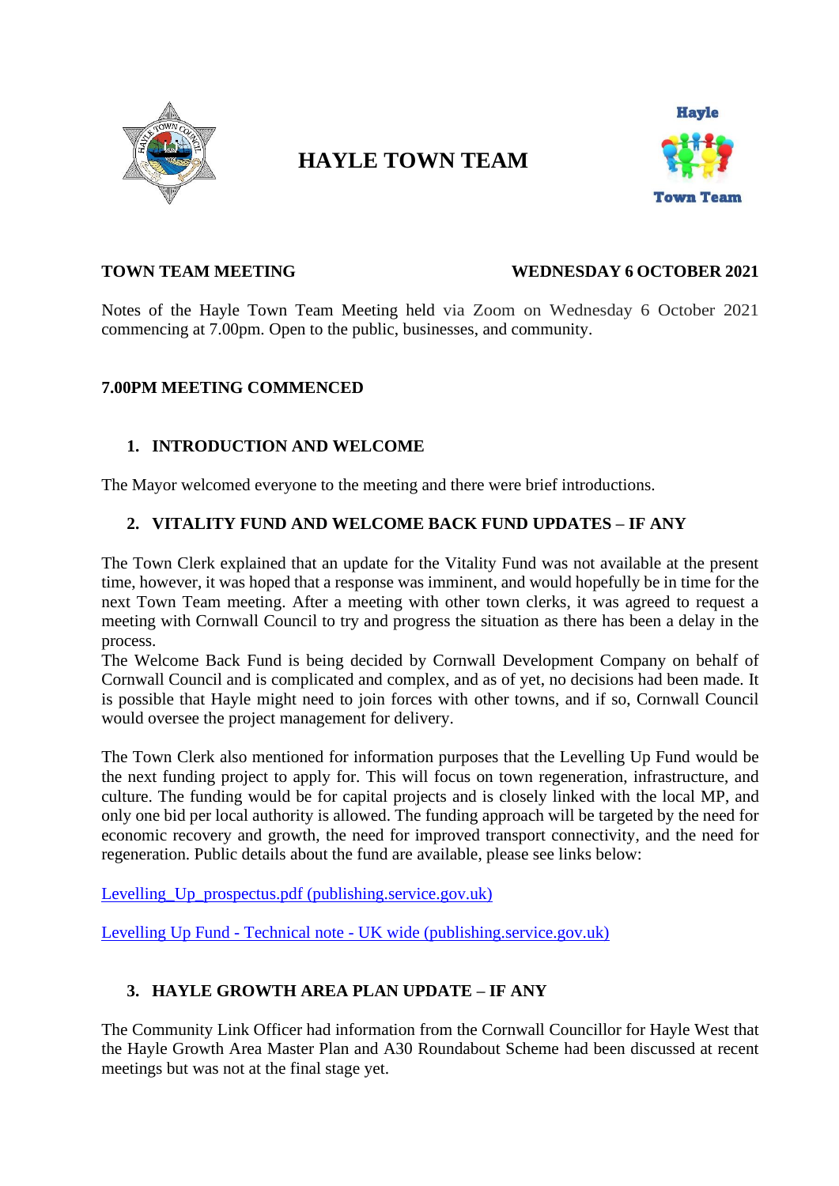# HAYLE TOWN TEAM

**TOWN TEAM MEETING** **WEDNESDAY 6 OCTOBER 2021**

Notes of the Hayle Town Team Meeting held via Zoom on Wednesday 6 October 2021 commencing at 7.00pm. Open to the public, businesses, and community.

**7.00PM MEETING COMMENCED**

## 1. INTRODUCTION AND WELCOME

The Mayor welcomed everyone to the meeting and there were brief introductions.

## 2. VITALITY FUND AND WELCOME BACK FUND UPDATES – IF ANY

The Town Clerk explained that an update for the Vitality Fund was not available at the present time, however, it was hoped that a response was imminent, and would hopefully be in time for the next Town Team meeting. After a meeting with other town clerks, it was agreed to request a meeting with Cornwall Council to try and progress the situation as there has been a delay in the process.

The Welcome Back Fund is being decided by Cornwall Development Company on behalf of Cornwall Council and is complicated and complex, and as of yet, no decisions had been made. It is possible that Hayle might need to join forces with other towns, and if so, Cornwall Council would oversee the project management for delivery.

The Town Clerk also mentioned for information purposes that the Levelling Up Fund would be the next funding project to apply for. This will focus on town regeneration, infrastructure, and culture. The funding would be for capital projects and is closely linked with the local MP, and only one bid per local authority is allowed. The funding approach will be targeted by the need for economic recovery and growth, the need for improved transport connectivity, and the need for regeneration. Public details about the fund are available, please see links below:

Levelling_Up_prospectus.pdf (publishing.service.gov.uk)

Levelling Up Fund - Technical note - UK wide (publishing.service.gov.uk)

## 3. HAYLE GROWTH AREA PLAN UPDATE – IF ANY

The Community Link Officer had information from the Cornwall Councillor for Hayle West that the Hayle Growth Area Master Plan and A30 Roundabout Scheme had been discussed at recent meetings but was not at the final stage yet.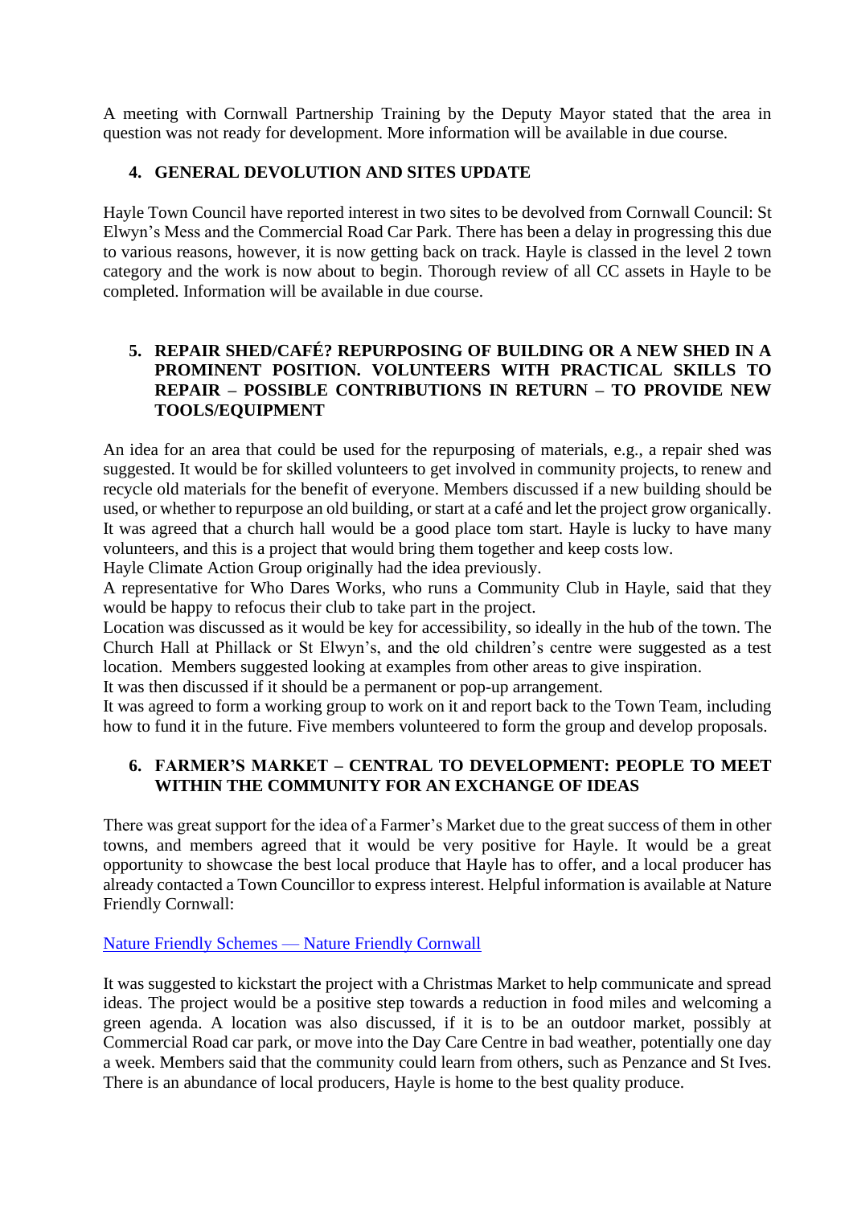A meeting with Cornwall Partnership Training by the Deputy Mayor stated that the area in question was not ready for development. More information will be available in due course.

## 4. GENERAL DEVOLUTION AND SITES UPDATE

Hayle Town Council have reported interest in two sites to be devolved from Cornwall Council: St Elwyn's Mess and the Commercial Road Car Park. There has been a delay in progressing this due to various reasons, however, it is now getting back on track. Hayle is classed in the level 2 town category and the work is now about to begin. Thorough review of all CC assets in Hayle to be completed. Information will be available in due course.

## 5. REPAIR SHED/CAFÉ? REPURPOSING OF BUILDING OR A NEW SHED IN A PROMINENT POSITION. VOLUNTEERS WITH PRACTICAL SKILLS TO REPAIR – POSSIBLE CONTRIBUTIONS IN RETURN – TO PROVIDE NEW TOOLS/EQUIPMENT

An idea for an area that could be used for the repurposing of materials, e.g., a repair shed was suggested. It would be for skilled volunteers to get involved in community projects, to renew and recycle old materials for the benefit of everyone. Members discussed if a new building should be used, or whether to repurpose an old building, or start at a café and let the project grow organically. It was agreed that a church hall would be a good place tom start. Hayle is lucky to have many volunteers, and this is a project that would bring them together and keep costs low.
Hayle Climate Action Group originally had the idea previously.
A representative for Who Dares Works, who runs a Community Club in Hayle, said that they would be happy to refocus their club to take part in the project.
Location was discussed as it would be key for accessibility, so ideally in the hub of the town. The Church Hall at Phillack or St Elwyn's, and the old children's centre were suggested as a test location. Members suggested looking at examples from other areas to give inspiration.
It was then discussed if it should be a permanent or pop-up arrangement.
It was agreed to form a working group to work on it and report back to the Town Team, including how to fund it in the future. Five members volunteered to form the group and develop proposals.

## 6. FARMER'S MARKET – CENTRAL TO DEVELOPMENT: PEOPLE TO MEET WITHIN THE COMMUNITY FOR AN EXCHANGE OF IDEAS

There was great support for the idea of a Farmer's Market due to the great success of them in other towns, and members agreed that it would be very positive for Hayle. It would be a great opportunity to showcase the best local produce that Hayle has to offer, and a local producer has already contacted a Town Councillor to express interest. Helpful information is available at Nature Friendly Cornwall:

Nature Friendly Schemes — Nature Friendly Cornwall

It was suggested to kickstart the project with a Christmas Market to help communicate and spread ideas. The project would be a positive step towards a reduction in food miles and welcoming a green agenda. A location was also discussed, if it is to be an outdoor market, possibly at Commercial Road car park, or move into the Day Care Centre in bad weather, potentially one day a week. Members said that the community could learn from others, such as Penzance and St Ives. There is an abundance of local producers, Hayle is home to the best quality produce.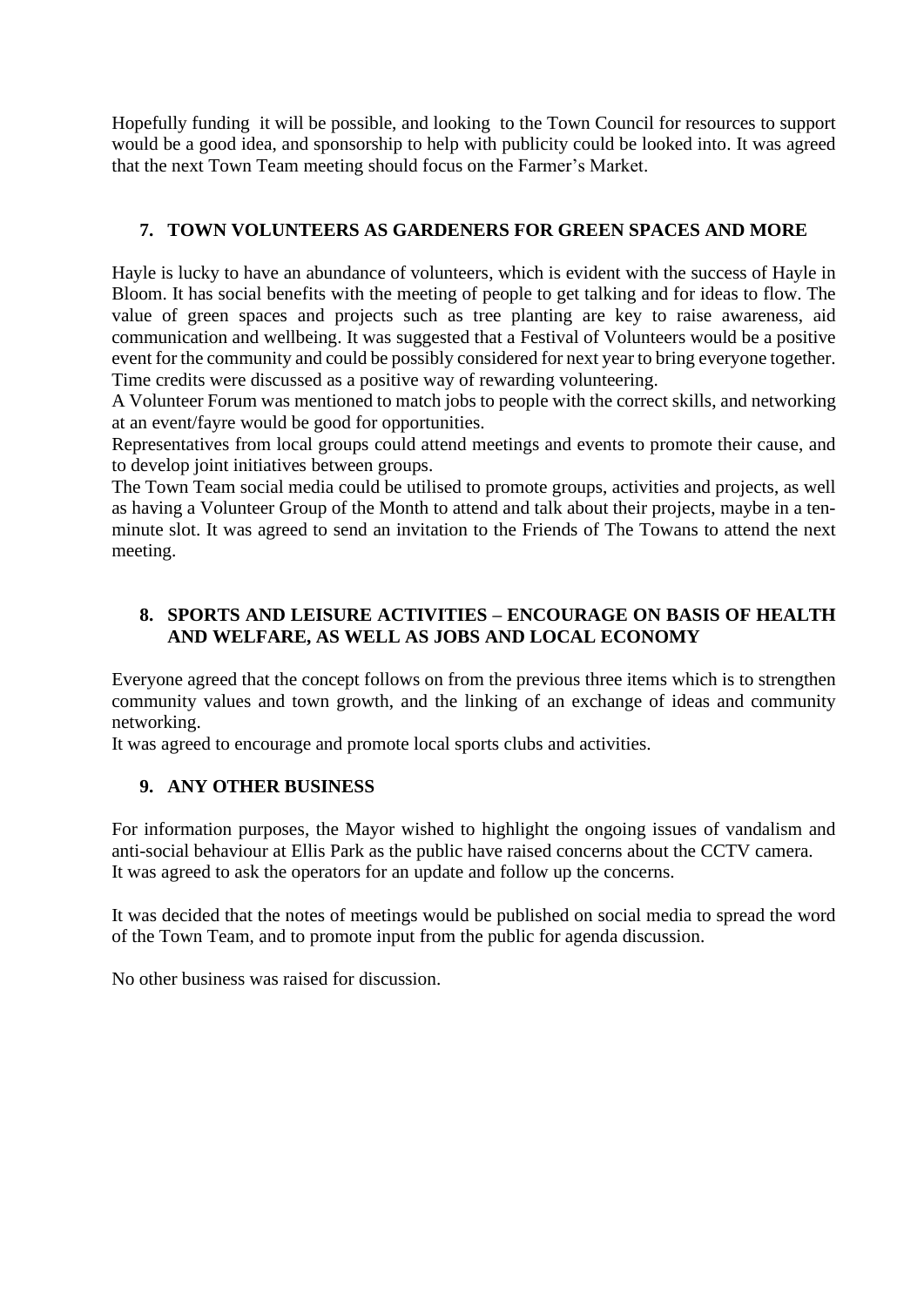Hopefully funding  it will be possible, and looking  to the Town Council for resources to support would be a good idea, and sponsorship to help with publicity could be looked into. It was agreed that the next Town Team meeting should focus on the Farmer's Market.

## 7. TOWN VOLUNTEERS AS GARDENERS FOR GREEN SPACES AND MORE

Hayle is lucky to have an abundance of volunteers, which is evident with the success of Hayle in Bloom. It has social benefits with the meeting of people to get talking and for ideas to flow. The value of green spaces and projects such as tree planting are key to raise awareness, aid communication and wellbeing. It was suggested that a Festival of Volunteers would be a positive event for the community and could be possibly considered for next year to bring everyone together. Time credits were discussed as a positive way of rewarding volunteering.
A Volunteer Forum was mentioned to match jobs to people with the correct skills, and networking at an event/fayre would be good for opportunities.
Representatives from local groups could attend meetings and events to promote their cause, and to develop joint initiatives between groups.
The Town Team social media could be utilised to promote groups, activities and projects, as well as having a Volunteer Group of the Month to attend and talk about their projects, maybe in a ten-minute slot. It was agreed to send an invitation to the Friends of The Towans to attend the next meeting.

## 8. SPORTS AND LEISURE ACTIVITIES – ENCOURAGE ON BASIS OF HEALTH AND WELFARE, AS WELL AS JOBS AND LOCAL ECONOMY

Everyone agreed that the concept follows on from the previous three items which is to strengthen community values and town growth, and the linking of an exchange of ideas and community networking.
It was agreed to encourage and promote local sports clubs and activities.

## 9. ANY OTHER BUSINESS

For information purposes, the Mayor wished to highlight the ongoing issues of vandalism and anti-social behaviour at Ellis Park as the public have raised concerns about the CCTV camera.
It was agreed to ask the operators for an update and follow up the concerns.

It was decided that the notes of meetings would be published on social media to spread the word of the Town Team, and to promote input from the public for agenda discussion.

No other business was raised for discussion.